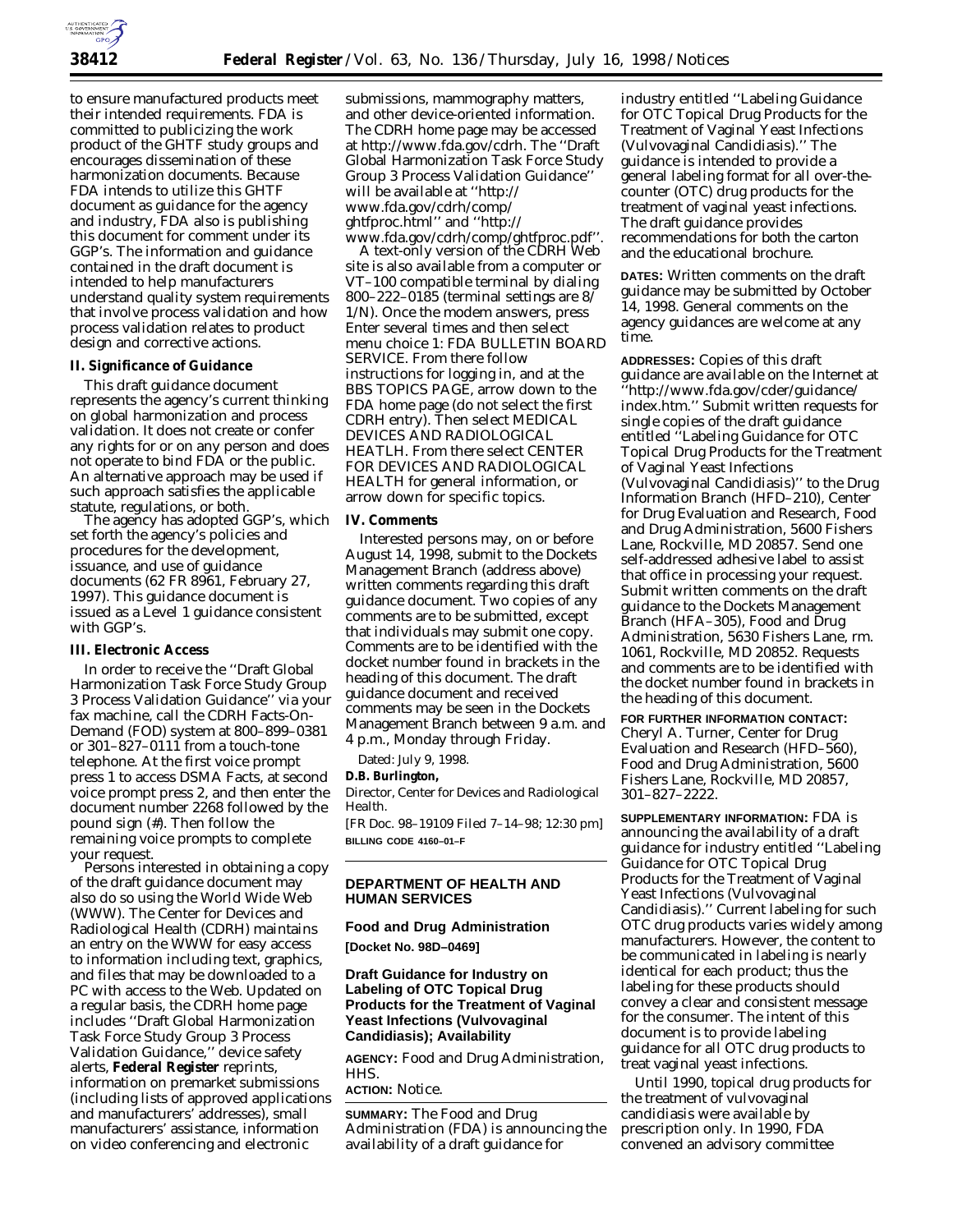to ensure manufactured products meet their intended requirements. FDA is committed to publicizing the work product of the GHTF study groups and encourages dissemination of these harmonization documents. Because FDA intends to utilize this GHTF document as guidance for the agency and industry, FDA also is publishing this document for comment under its GGP's. The information and guidance contained in the draft document is intended to help manufacturers understand quality system requirements that involve process validation and how process validation relates to product design and corrective actions.

## II. Significance of Guidance

This draft guidance document represents the agency's current thinking on global harmonization and process validation. It does not create or confer any rights for or on any person and does not operate to bind FDA or the public. An alternative approach may be used if such approach satisfies the applicable statute, regulations, or both.

The agency has adopted GGP's, which set forth the agency's policies and procedures for the development, issuance, and use of guidance documents (62 FR 8961, February 27, 1997). This guidance document is issued as a Level 1 guidance consistent with GGP's.

## III. Electronic Access

In order to receive the ''Draft Global Harmonization Task Force Study Group 3 Process Validation Guidance'' via your fax machine, call the CDRH Facts-On-Demand (FOD) system at 800–899–0381 or 301–827–0111 from a touch-tone telephone. At the first voice prompt press 1 to access DSMA Facts, at second voice prompt press 2, and then enter the document number 2268 followed by the pound sign (#). Then follow the remaining voice prompts to complete your request.

Persons interested in obtaining a copy of the draft guidance document may also do so using the World Wide Web (WWW). The Center for Devices and Radiological Health (CDRH) maintains an entry on the WWW for easy access to information including text, graphics, and files that may be downloaded to a PC with access to the Web. Updated on a regular basis, the CDRH home page includes ''Draft Global Harmonization Task Force Study Group 3 Process Validation Guidance,'' device safety alerts, **Federal Register** reprints, information on premarket submissions (including lists of approved applications and manufacturers' addresses), small manufacturers' assistance, information on video conferencing and electronic submissions, mammography matters, and other device-oriented information. The CDRH home page may be accessed at http://www.fda.gov/cdrh. The ''Draft Global Harmonization Task Force Study Group 3 Process Validation Guidance'' will be available at ''http://www.fda.gov/cdrh/comp/ghtfproc.html'' and ''http://www.fda.gov/cdrh/comp/ghtfproc.pdf''.

A text-only version of the CDRH Web site is also available from a computer or VT–100 compatible terminal by dialing 800–222–0185 (terminal settings are 8/1/N). Once the modem answers, press Enter several times and then select menu choice 1: FDA BULLETIN BOARD SERVICE. From there follow instructions for logging in, and at the BBS TOPICS PAGE, arrow down to the FDA home page (do not select the first CDRH entry). Then select MEDICAL DEVICES AND RADIOLOGICAL HEATLH. From there select CENTER FOR DEVICES AND RADIOLOGICAL HEALTH for general information, or arrow down for specific topics.

## IV. Comments

Interested persons may, on or before August 14, 1998, submit to the Dockets Management Branch (address above) written comments regarding this draft guidance document. Two copies of any comments are to be submitted, except that individuals may submit one copy. Comments are to be identified with the docket number found in brackets in the heading of this document. The draft guidance document and received comments may be seen in the Dockets Management Branch between 9 a.m. and 4 p.m., Monday through Friday.

Dated: July 9, 1998.

**D.B. Burlington,**

*Director, Center for Devices and Radiological Health.*

[FR Doc. 98–19109 Filed 7–14–98; 12:30 pm]

**BILLING CODE 4160–01–F**

---

**DEPARTMENT OF HEALTH AND HUMAN SERVICES**

**Food and Drug Administration**

**[Docket No. 98D–0469]**

# Draft Guidance for Industry on Labeling of OTC Topical Drug Products for the Treatment of Vaginal Yeast Infections (Vulvovaginal Candidiasis); Availability

**AGENCY:** Food and Drug Administration, HHS.

**ACTION:** Notice.

**SUMMARY:** The Food and Drug Administration (FDA) is announcing the availability of a draft guidance for industry entitled ''Labeling Guidance for OTC Topical Drug Products for the Treatment of Vaginal Yeast Infections (Vulvovaginal Candidiasis).'' The guidance is intended to provide a general labeling format for all over-the-counter (OTC) drug products for the treatment of vaginal yeast infections. The draft guidance provides recommendations for both the carton and the educational brochure.

**DATES:** Written comments on the draft guidance may be submitted by October 14, 1998. General comments on the agency guidances are welcome at any time.

**ADDRESSES:** Copies of this draft guidance are available on the Internet at ''http://www.fda.gov/cder/guidance/index.htm.'' Submit written requests for single copies of the draft guidance entitled ''Labeling Guidance for OTC Topical Drug Products for the Treatment of Vaginal Yeast Infections (Vulvovaginal Candidiasis)'' to the Drug Information Branch (HFD–210), Center for Drug Evaluation and Research, Food and Drug Administration, 5600 Fishers Lane, Rockville, MD 20857. Send one self-addressed adhesive label to assist that office in processing your request. Submit written comments on the draft guidance to the Dockets Management Branch (HFA–305), Food and Drug Administration, 5630 Fishers Lane, rm. 1061, Rockville, MD 20852. Requests and comments are to be identified with the docket number found in brackets in the heading of this document.

**FOR FURTHER INFORMATION CONTACT:** Cheryl A. Turner, Center for Drug Evaluation and Research (HFD–560), Food and Drug Administration, 5600 Fishers Lane, Rockville, MD 20857, 301–827–2222.

**SUPPLEMENTARY INFORMATION:** FDA is announcing the availability of a draft guidance for industry entitled ''Labeling Guidance for OTC Topical Drug Products for the Treatment of Vaginal Yeast Infections (Vulvovaginal Candidiasis).'' Current labeling for such OTC drug products varies widely among manufacturers. However, the content to be communicated in labeling is nearly identical for each product; thus the labeling for these products should convey a clear and consistent message for the consumer. The intent of this document is to provide labeling guidance for all OTC drug products to treat vaginal yeast infections.

Until 1990, topical drug products for the treatment of vulvovaginal candidiasis were available by prescription only. In 1990, FDA convened an advisory committee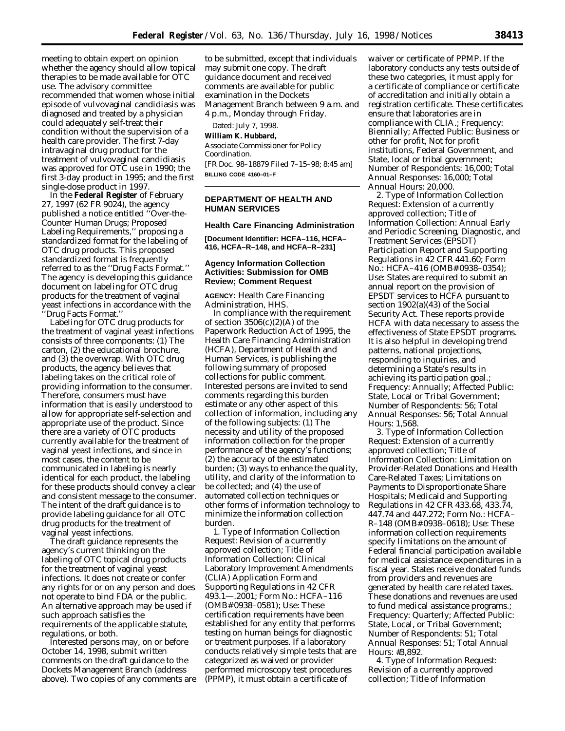meeting to obtain expert on opinion whether the agency should allow topical therapies to be made available for OTC use. The advisory committee recommended that women whose initial episode of vulvovaginal candidiasis was diagnosed and treated by a physician could adequately self-treat their condition without the supervision of a health care provider. The first 7-day intravaginal drug product for the treatment of vulvovaginal candidiasis was approved for OTC use in 1990; the first 3-day product in 1995; and the first single-dose product in 1997.

In the **Federal Register** of February 27, 1997 (62 FR 9024), the agency published a notice entitled ''Over-the-Counter Human Drugs; Proposed Labeling Requirements,'' proposing a standardized format for the labeling of OTC drug products. This proposed standardized format is frequently referred to as the ''Drug Facts Format.'' The agency is developing this guidance document on labeling for OTC drug products for the treatment of vaginal yeast infections in accordance with the ''Drug Facts Format.''

Labeling for OTC drug products for the treatment of vaginal yeast infections consists of three components: (1) The carton, (2) the educational brochure, and (3) the overwrap. With OTC drug products, the agency believes that labeling takes on the critical role of providing information to the consumer. Therefore, consumers must have information that is easily understood to allow for appropriate self-selection and appropriate use of the product. Since there are a variety of OTC products currently available for the treatment of vaginal yeast infections, and since in most cases, the content to be communicated in labeling is nearly identical for each product, the labeling for these products should convey a clear and consistent message to the consumer. The intent of the draft guidance is to provide labeling guidance for all OTC drug products for the treatment of vaginal yeast infections.

The draft guidance represents the agency's current thinking on the labeling of OTC topical drug products for the treatment of vaginal yeast infections. It does not create or confer any rights for or on any person and does not operate to bind FDA or the public. An alternative approach may be used if such approach satisfies the requirements of the applicable statute, regulations, or both.

Interested persons may, on or before October 14, 1998, submit written comments on the draft guidance to the Dockets Management Branch (address above). Two copies of any comments are to be submitted, except that individuals may submit one copy. The draft guidance document and received comments are available for public examination in the Dockets Management Branch between 9 a.m. and 4 p.m., Monday through Friday.

Dated: July 7, 1998.

**William K. Hubbard,**

*Associate Commissioner for Policy Coordination.*

[FR Doc. 98–18879 Filed 7–15–98; 8:45 am]

**BILLING CODE 4160–01–F**

## DEPARTMENT OF HEALTH AND HUMAN SERVICES

### Health Care Financing Administration

**[Document Identifier: HCFA–116, HCFA–416, HCFA–R–148, and HCFA–R–231]**

### Agency Information Collection Activities: Submission for OMB Review; Comment Request

**AGENCY:** Health Care Financing Administration, HHS.

In compliance with the requirement of section 3506(c)(2)(A) of the Paperwork Reduction Act of 1995, the Health Care Financing Administration (HCFA), Department of Health and Human Services, is publishing the following summary of proposed collections for public comment. Interested persons are invited to send comments regarding this burden estimate or any other aspect of this collection of information, including any of the following subjects: (1) The necessity and utility of the proposed information collection for the proper performance of the agency's functions; (2) the accuracy of the estimated burden; (3) ways to enhance the quality, utility, and clarity of the information to be collected; and (4) the use of automated collection techniques or other forms of information technology to minimize the information collection burden.

1. *Type of Information Collection Request:* Revision of a currently approved collection; *Title of Information Collection:* Clinical Laboratory Improvement Amendments (CLIA) Application Form and Supporting Regulations in 42 CFR 493.1—.2001; *Form No.:* HCFA–116 (OMB# 0938–0581); *Use:* These certification requirements have been established for any entity that performs testing on human beings for diagnostic or treatment purposes. If a laboratory conducts relatively simple tests that are categorized as waived or provider performed microscopy test procedures (PPMP), it must obtain a certificate of waiver or certificate of PPMP. If the laboratory conducts any tests outside of these two categories, it must apply for a certificate of compliance or certificate of accreditation and initially obtain a registration certificate. These certificates ensure that laboratories are in compliance with CLIA.; *Frequency:* Biennially; *Affected Public:* Business or other for profit, Not for profit institutions, Federal Government, and State, local or tribal government; *Number of Respondents:* 16,000; *Total Annual Responses:* 16,000; *Total Annual Hours:* 20,000.

2. *Type of Information Collection Request:* Extension of a currently approved collection; *Title of Information Collection:* Annual Early and Periodic Screening, Diagnostic, and Treatment Services (EPSDT) Participation Report and Supporting Regulations in 42 CFR 441.60; *Form No.:* HCFA–416 (OMB# 0938–0354); *Use:* States are required to submit an annual report on the provision of EPSDT services to HCFA pursuant to section 1902(a)(43) of the Social Security Act. These reports provide HCFA with data necessary to assess the effectiveness of State EPSDT programs. It is also helpful in developing trend patterns, national projections, responding to inquiries, and determining a State's results in achieving its participation goal.; *Frequency:* Annually; *Affected Public:* State, Local or Tribal Government; *Number of Respondents:* 56; *Total Annual Responses:* 56; *Total Annual Hours:* 1,568.

3. *Type of Information Collection Request:* Extension of a currently approved collection; *Title of Information Collection:* Limitation on Provider-Related Donations and Health Care-Related Taxes; Limitations on Payments to Disproportionate Share Hospitals; Medicaid and Supporting Regulations in 42 CFR 433.68, 433.74, 447.74 and 447.272; *Form No.:* HCFA–R–148 (OMB# 0938–0618); *Use:* These information collection requirements specify limitations on the amount of Federal financial participation available for medical assistance expenditures in a fiscal year. States receive donated funds from providers and revenues are generated by health care related taxes. These donations and revenues are used to fund medical assistance programs.; *Frequency:* Quarterly; *Affected Public:* State, Local, or Tribal Government; *Number of Respondents:* 51; *Total Annual Responses:* 51; *Total Annual Hours:* #3,892.

4. *Type of Information Request:* Revision of a currently approved collection; *Title of Information*